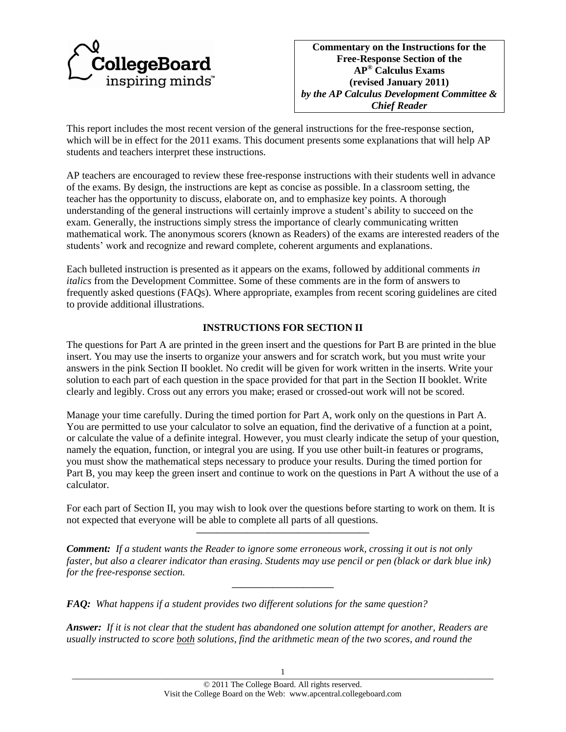**Commentary on the Instructions for the Free-Response Section of the AP® Calculus Exams (revised January 2011)**
***by the AP Calculus Development Committee & Chief Reader***

This report includes the most recent version of the general instructions for the free-response section, which will be in effect for the 2011 exams. This document presents some explanations that will help AP students and teachers interpret these instructions.

AP teachers are encouraged to review these free-response instructions with their students well in advance of the exams. By design, the instructions are kept as concise as possible. In a classroom setting, the teacher has the opportunity to discuss, elaborate on, and to emphasize key points. A thorough understanding of the general instructions will certainly improve a student's ability to succeed on the exam. Generally, the instructions simply stress the importance of clearly communicating written mathematical work. The anonymous scorers (known as Readers) of the exams are interested readers of the students' work and recognize and reward complete, coherent arguments and explanations.

Each bulleted instruction is presented as it appears on the exams, followed by additional comments *in italics* from the Development Committee. Some of these comments are in the form of answers to frequently asked questions (FAQs). Where appropriate, examples from recent scoring guidelines are cited to provide additional illustrations.

## INSTRUCTIONS FOR SECTION II

The questions for Part A are printed in the green insert and the questions for Part B are printed in the blue insert. You may use the inserts to organize your answers and for scratch work, but you must write your answers in the pink Section II booklet. No credit will be given for work written in the inserts. Write your solution to each part of each question in the space provided for that part in the Section II booklet. Write clearly and legibly. Cross out any errors you make; erased or crossed-out work will not be scored.

Manage your time carefully. During the timed portion for Part A, work only on the questions in Part A. You are permitted to use your calculator to solve an equation, find the derivative of a function at a point, or calculate the value of a definite integral. However, you must clearly indicate the setup of your question, namely the equation, function, or integral you are using. If you use other built-in features or programs, you must show the mathematical steps necessary to produce your results. During the timed portion for Part B, you may keep the green insert and continue to work on the questions in Part A without the use of a calculator.

For each part of Section II, you may wish to look over the questions before starting to work on them. It is not expected that everyone will be able to complete all parts of all questions.

---

***Comment:*** *If a student wants the Reader to ignore some erroneous work, crossing it out is not only faster, but also a clearer indicator than erasing. Students may use pencil or pen (black or dark blue ink) for the free-response section.*

---

***FAQ:*** *What happens if a student provides two different solutions for the same question?*

***Answer:*** *If it is not clear that the student has abandoned one solution attempt for another, Readers are usually instructed to score* <u>*both*</u> *solutions, find the arithmetic mean of the two scores, and round the*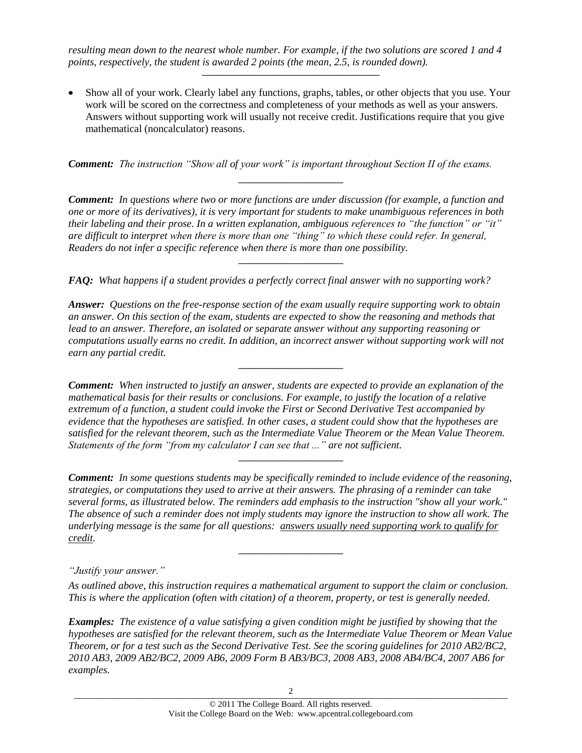*resulting mean down to the nearest whole number. For example, if the two solutions are scored 1 and 4 points, respectively, the student is awarded 2 points (the mean, 2.5, is rounded down).*

---

- Show all of your work. Clearly label any functions, graphs, tables, or other objects that you use. Your work will be scored on the correctness and completeness of your methods as well as your answers. Answers without supporting work will usually not receive credit. Justifications require that you give mathematical (noncalculator) reasons.

***Comment:*** *The instruction "Show all of your work" is important throughout Section II of the exams.*

---

***Comment:*** *In questions where two or more functions are under discussion (for example, a function and one or more of its derivatives), it is very important for students to make unambiguous references in both their labeling and their prose. In a written explanation, ambiguous references to "the function" or "it" are difficult to interpret when there is more than one "thing" to which these could refer. In general, Readers do not infer a specific reference when there is more than one possibility.*

---

***FAQ:*** *What happens if a student provides a perfectly correct final answer with no supporting work?*

***Answer:*** *Questions on the free-response section of the exam usually require supporting work to obtain an answer. On this section of the exam, students are expected to show the reasoning and methods that lead to an answer. Therefore, an isolated or separate answer without any supporting reasoning or computations usually earns no credit. In addition, an incorrect answer without supporting work will not earn any partial credit.*

---

***Comment:*** *When instructed to justify an answer, students are expected to provide an explanation of the mathematical basis for their results or conclusions. For example, to justify the location of a relative extremum of a function, a student could invoke the First or Second Derivative Test accompanied by evidence that the hypotheses are satisfied. In other cases, a student could show that the hypotheses are satisfied for the relevant theorem, such as the Intermediate Value Theorem or the Mean Value Theorem. Statements of the form "from my calculator I can see that ..." are not sufficient.*

---

***Comment:*** *In some questions students may be specifically reminded to include evidence of the reasoning, strategies, or computations they used to arrive at their answers. The phrasing of a reminder can take several forms, as illustrated below. The reminders add emphasis to the instruction "show all your work." The absence of such a reminder does not imply students may ignore the instruction to show all work. The underlying message is the same for all questions: answers usually need supporting work to qualify for credit.*

---

*"Justify your answer."*

*As outlined above, this instruction requires a mathematical argument to support the claim or conclusion. This is where the application (often with citation) of a theorem, property, or test is generally needed.*

***Examples:*** *The existence of a value satisfying a given condition might be justified by showing that the hypotheses are satisfied for the relevant theorem, such as the Intermediate Value Theorem or Mean Value Theorem, or for a test such as the Second Derivative Test. See the scoring guidelines for 2010 AB2/BC2, 2010 AB3, 2009 AB2/BC2, 2009 AB6, 2009 Form B AB3/BC3, 2008 AB3, 2008 AB4/BC4, 2007 AB6 for examples.*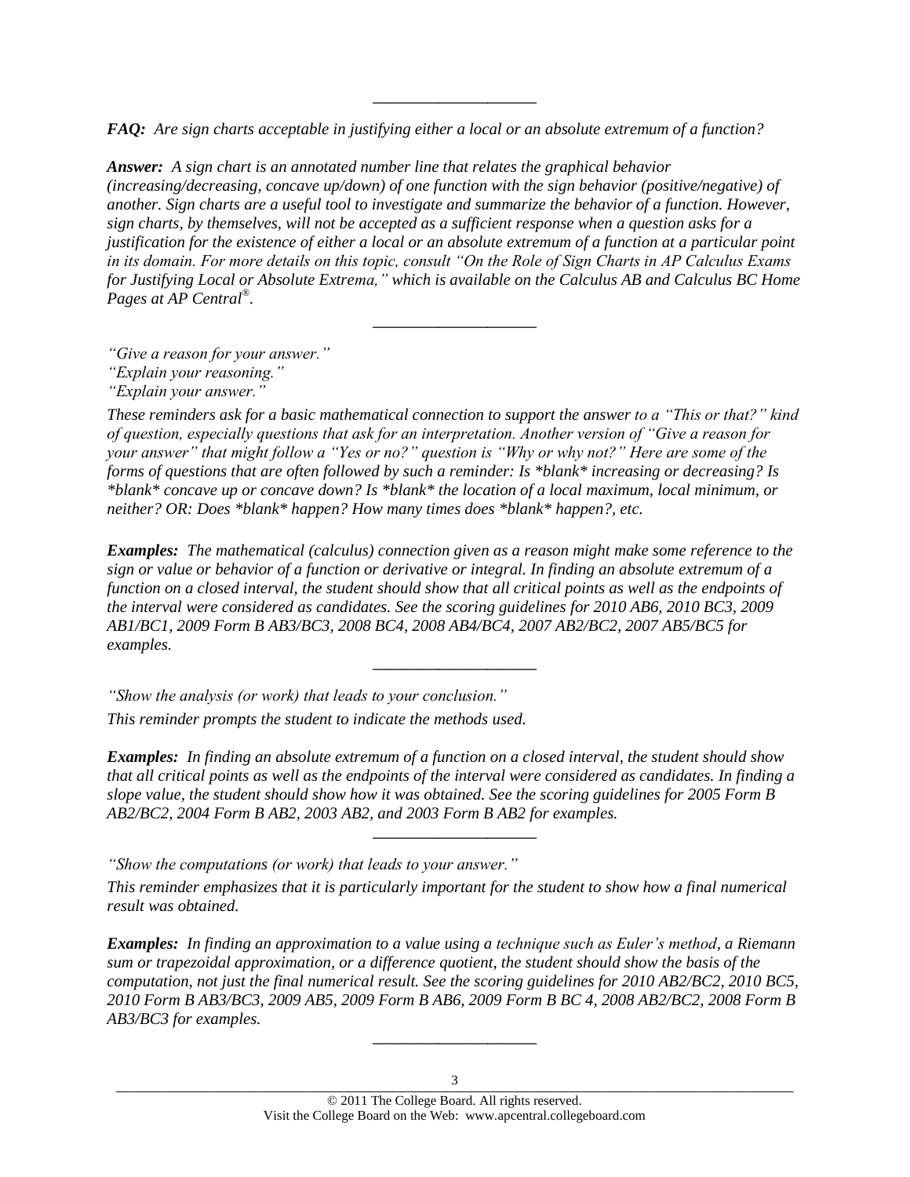---

***FAQ:*** *Are sign charts acceptable in justifying either a local or an absolute extremum of a function?*

***Answer:*** *A sign chart is an annotated number line that relates the graphical behavior (increasing/decreasing, concave up/down) of one function with the sign behavior (positive/negative) of another. Sign charts are a useful tool to investigate and summarize the behavior of a function. However, sign charts, by themselves, will not be accepted as a sufficient response when a question asks for a justification for the existence of either a local or an absolute extremum of a function at a particular point in its domain. For more details on this topic, consult "On the Role of Sign Charts in AP Calculus Exams for Justifying Local or Absolute Extrema," which is available on the Calculus AB and Calculus BC Home Pages at AP Central®.*

---

*"Give a reason for your answer."*
*"Explain your reasoning."*
*"Explain your answer."*

*These reminders ask for a basic mathematical connection to support the answer to a "This or that?" kind of question, especially questions that ask for an interpretation. Another version of "Give a reason for your answer" that might follow a "Yes or no?" question is "Why or why not?" Here are some of the forms of questions that are often followed by such a reminder: Is *blank* increasing or decreasing? Is *blank* concave up or concave down? Is *blank* the location of a local maximum, local minimum, or neither? OR: Does *blank* happen? How many times does *blank* happen?, etc.*

***Examples:*** *The mathematical (calculus) connection given as a reason might make some reference to the sign or value or behavior of a function or derivative or integral. In finding an absolute extremum of a function on a closed interval, the student should show that all critical points as well as the endpoints of the interval were considered as candidates. See the scoring guidelines for 2010 AB6, 2010 BC3, 2009 AB1/BC1, 2009 Form B AB3/BC3, 2008 BC4, 2008 AB4/BC4, 2007 AB2/BC2, 2007 AB5/BC5 for examples.*

---

*"Show the analysis (or work) that leads to your conclusion."*

*This reminder prompts the student to indicate the methods used.*

***Examples:*** *In finding an absolute extremum of a function on a closed interval, the student should show that all critical points as well as the endpoints of the interval were considered as candidates. In finding a slope value, the student should show how it was obtained. See the scoring guidelines for 2005 Form B AB2/BC2, 2004 Form B AB2, 2003 AB2, and 2003 Form B AB2 for examples.*

---

*"Show the computations (or work) that leads to your answer."*

*This reminder emphasizes that it is particularly important for the student to show how a final numerical result was obtained.*

***Examples:*** *In finding an approximation to a value using a technique such as Euler's method, a Riemann sum or trapezoidal approximation, or a difference quotient, the student should show the basis of the computation, not just the final numerical result. See the scoring guidelines for 2010 AB2/BC2, 2010 BC5, 2010 Form B AB3/BC3, 2009 AB5, 2009 Form B AB6, 2009 Form B BC 4, 2008 AB2/BC2, 2008 Form B AB3/BC3 for examples.*

---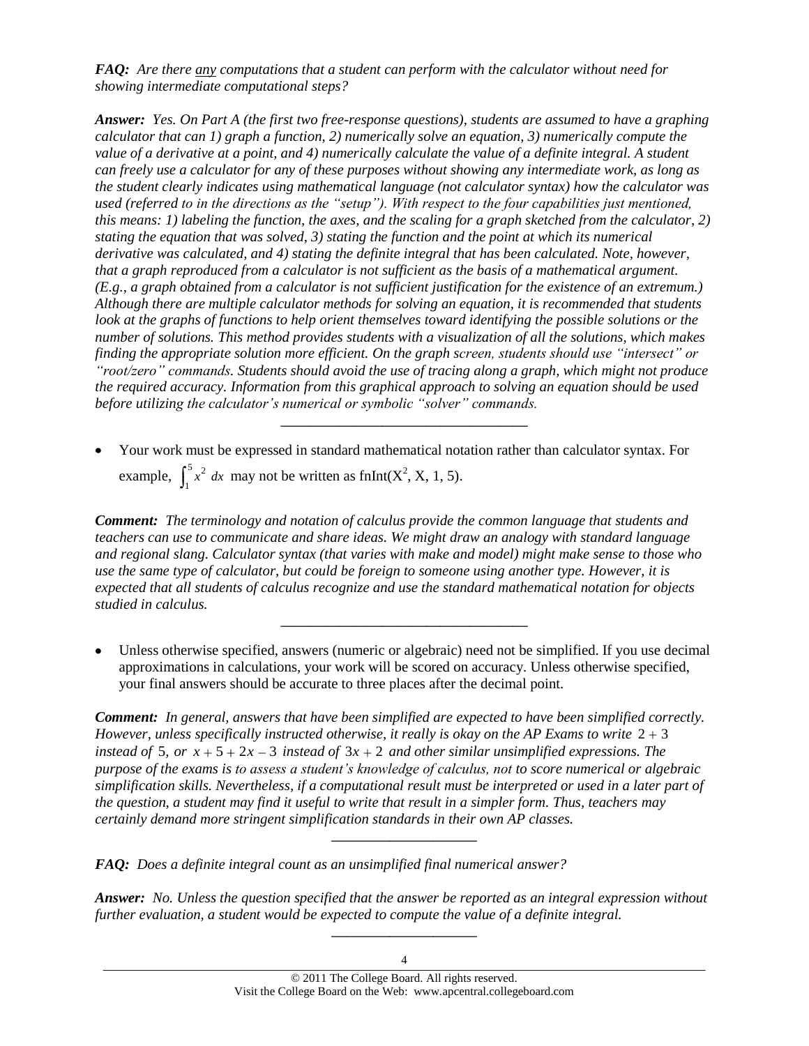***FAQ:** Are there any computations that a student can perform with the calculator without need for showing intermediate computational steps?*

***Answer:** Yes. On Part A (the first two free-response questions), students are assumed to have a graphing calculator that can 1) graph a function, 2) numerically solve an equation, 3) numerically compute the value of a derivative at a point, and 4) numerically calculate the value of a definite integral. A student can freely use a calculator for any of these purposes without showing any intermediate work, as long as the student clearly indicates using mathematical language (not calculator syntax) how the calculator was used (referred to in the directions as the "setup"). With respect to the four capabilities just mentioned, this means: 1) labeling the function, the axes, and the scaling for a graph sketched from the calculator, 2) stating the equation that was solved, 3) stating the function and the point at which its numerical derivative was calculated, and 4) stating the definite integral that has been calculated. Note, however, that a graph reproduced from a calculator is not sufficient as the basis of a mathematical argument. (E.g., a graph obtained from a calculator is not sufficient justification for the existence of an extremum.) Although there are multiple calculator methods for solving an equation, it is recommended that students look at the graphs of functions to help orient themselves toward identifying the possible solutions or the number of solutions. This method provides students with a visualization of all the solutions, which makes finding the appropriate solution more efficient. On the graph screen, students should use "intersect" or "root/zero" commands. Students should avoid the use of tracing along a graph, which might not produce the required accuracy. Information from this graphical approach to solving an equation should be used before utilizing the calculator's numerical or symbolic "solver" commands.*

---

- Your work must be expressed in standard mathematical notation rather than calculator syntax. For example, $\int_1^5 x^2 \, dx$ may not be written as fnInt($X^2$, X, 1, 5).

***Comment:** The terminology and notation of calculus provide the common language that students and teachers can use to communicate and share ideas. We might draw an analogy with standard language and regional slang. Calculator syntax (that varies with make and model) might make sense to those who use the same type of calculator, but could be foreign to someone using another type. However, it is expected that all students of calculus recognize and use the standard mathematical notation for objects studied in calculus.*

---

- Unless otherwise specified, answers (numeric or algebraic) need not be simplified. If you use decimal approximations in calculations, your work will be scored on accuracy. Unless otherwise specified, your final answers should be accurate to three places after the decimal point.

***Comment:** In general, answers that have been simplified are expected to have been simplified correctly. However, unless specifically instructed otherwise, it really is okay on the AP Exams to write $2 + 3$ instead of $5$, or $x + 5 + 2x - 3$ instead of $3x + 2$ and other similar unsimplified expressions. The purpose of the exams is to assess a student's knowledge of calculus, not to score numerical or algebraic simplification skills. Nevertheless, if a computational result must be interpreted or used in a later part of the question, a student may find it useful to write that result in a simpler form. Thus, teachers may certainly demand more stringent simplification standards in their own AP classes.*

---

***FAQ:** Does a definite integral count as an unsimplified final numerical answer?*

***Answer:** No. Unless the question specified that the answer be reported as an integral expression without further evaluation, a student would be expected to compute the value of a definite integral.*

---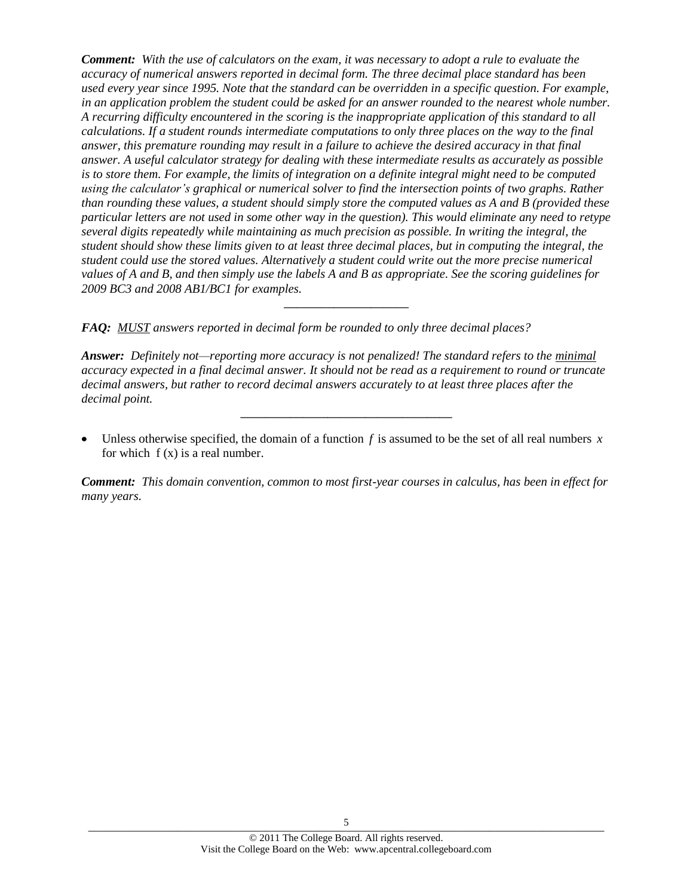***Comment:*** *With the use of calculators on the exam, it was necessary to adopt a rule to evaluate the accuracy of numerical answers reported in decimal form. The three decimal place standard has been used every year since 1995. Note that the standard can be overridden in a specific question. For example, in an application problem the student could be asked for an answer rounded to the nearest whole number. A recurring difficulty encountered in the scoring is the inappropriate application of this standard to all calculations. If a student rounds intermediate computations to only three places on the way to the final answer, this premature rounding may result in a failure to achieve the desired accuracy in that final answer. A useful calculator strategy for dealing with these intermediate results as accurately as possible is to store them. For example, the limits of integration on a definite integral might need to be computed using the calculator's graphical or numerical solver to find the intersection points of two graphs. Rather than rounding these values, a student should simply store the computed values as A and B (provided these particular letters are not used in some other way in the question). This would eliminate any need to retype several digits repeatedly while maintaining as much precision as possible. In writing the integral, the student should show these limits given to at least three decimal places, but in computing the integral, the student could use the stored values. Alternatively a student could write out the more precise numerical values of A and B, and then simply use the labels A and B as appropriate. See the scoring guidelines for 2009 BC3 and 2008 AB1/BC1 for examples.*

---

***FAQ:*** ***MUST*** *answers reported in decimal form be rounded to only three decimal places?*

***Answer:*** *Definitely not—reporting more accuracy is not penalized! The standard refers to the minimal accuracy expected in a final decimal answer. It should not be read as a requirement to round or truncate decimal answers, but rather to record decimal answers accurately to at least three places after the decimal point.*

---

- Unless otherwise specified, the domain of a function $f$ is assumed to be the set of all real numbers $x$ for which $f(x)$ is a real number.

***Comment:*** *This domain convention, common to most first-year courses in calculus, has been in effect for many years.*